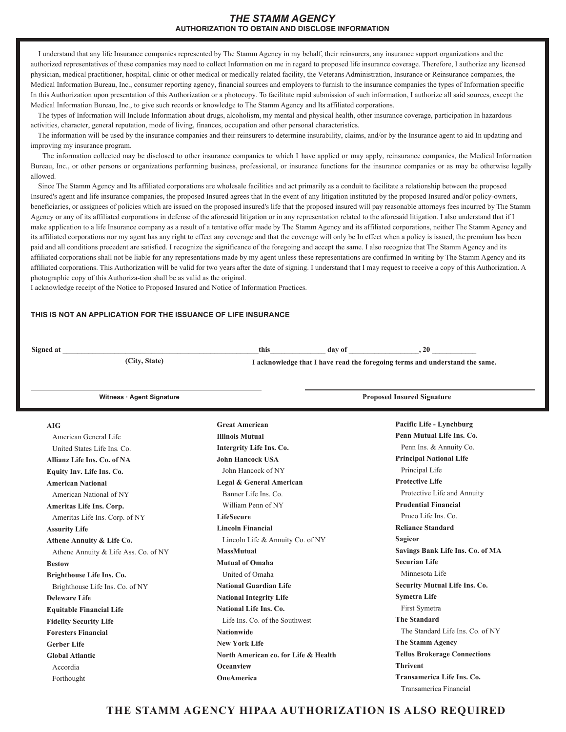# *THE STAMM AGENCY*

## AUTHORIZATION TO OBTAIN AND DISCLOSE INFORMATION

I understand that any life Insurance companies represented by The Stamm Agency in my behalf, their reinsurers, any insurance support organizations and the authorized representatives of these companies may need to collect Information on me in regard to proposed life insurance coverage. Therefore, I authorize any licensed physician, medical practitioner, hospital, clinic or other medical or medically related facility, the Veterans Administration, Insurance or Reinsurance companies, the Medical Information Bureau, Inc., consumer reporting agency, financial sources and employers to furnish to the insurance companies the types of Information specific In this Authorization upon presentation of this Authorization or a photocopy. To facilitate rapid submission of such information, I authorize all said sources, except the Medical Information Bureau, Inc., to give such records or knowledge to The Stamm Agency and Its affiliated corporations.

The types of Information will Include Information about drugs, alcoholism, my mental and physical health, other insurance coverage, participation In hazardous activities, character, general reputation, mode of living, finances, occupation and other personal characteristics.

The information will be used by the insurance companies and their reinsurers to determine insurability, claims, and/or by the Insurance agent to aid In updating and improving my insurance program.

The information collected may be disclosed to other insurance companies to which I have applied or may apply, reinsurance companies, the Medical Information Bureau, Inc., or other persons or organizations performing business, professional, or insurance functions for the insurance companies or as may be otherwise legally allowed.

Since The Stamm Agency and Its affiliated corporations are wholesale facilities and act primarily as a conduit to facilitate a relationship between the proposed Insured's agent and life insurance companies, the proposed Insured agrees that In the event of any litigation instituted by the proposed Insured and/or policy-owners, beneficiaries, or assignees of policies which are issued on the proposed insured's life that the proposed insured will pay reasonable attorneys fees incurred by The Stamm Agency or any of its affiliated corporations in defense of the aforesaid litigation or in any representation related to the aforesaid litigation. I also understand that if I make application to a life Insurance company as a result of a tentative offer made by The Stamm Agency and its affiliated corporations, neither The Stamm Agency and its affiliated corporations nor my agent has any right to effect any coverage and that the coverage will only be In effect when a policy is issued, the premium has been paid and all conditions precedent are satisfied. I recognize the significance of the foregoing and accept the same. I also recognize that The Stamm Agency and its affiliated corporations shall not be liable for any representations made by my agent unless these representations are confirmed In writing by The Stamm Agency and its affiliated corporations. This Authorization will be valid for two years after the date of signing. I understand that I may request to receive a copy of this Authorization. A photographic copy of this Authoriza-tion shall be as valid as the original.

I acknowledge receipt of the Notice to Proposed Insured and Notice of Information Practices.

**THIS IS NOT AN APPLICATION FOR THE ISSUANCE OF LIFE INSURANCE**

**Signed at** ______________________________ **this** ______________ **day of** __________________, **20** ____________

**(City, State)**

**I acknowledge that I have read the foregoing terms and understand the same.**

______________________________ **Witness · Agent Signature**

______________________________ **Proposed Insured Signature**

**AIG**
- American General Life
- United States Life Ins. Co.

**Allianz Life Ins. Co. of NA**

**Equity Inv. Life Ins. Co.**

**American National**
- American National of NY

**Ameritas Life Ins. Corp.**
- Ameritas Life Ins. Corp. of NY

**Assurity Life**

**Athene Annuity & Life Co.**
- Athene Annuity & Life Ass. Co. of NY

**Bestow**

**Brighthouse Life Ins. Co.**
- Brighthouse Life Ins. Co. of NY

**Deleware Life**

**Equitable Financial Life**

**Fidelity Security Life**

**Foresters Financial**

**Gerber Life**

**Global Atlantic**
- Accordia
- Forthought

**Great American**

**Illinois Mutual**

**Intergrity Life Ins. Co.**

**John Hancock USA**
- John Hancock of NY

**Legal & General American**
- Banner Life Ins. Co.
- William Penn of NY

**LifeSecure**

**Lincoln Financial**
- Lincoln Life & Annuity Co. of NY

**MassMutual**

**Mutual of Omaha**
- United of Omaha

**National Guardian Life**

**National Integrity Life**

**National Life Ins. Co.**
- Life Ins. Co. of the Southwest

**Nationwide**

**New York Life**

**North American co. for Life & Health**

**Oceanview**

**OneAmerica**

**Pacific Life - Lynchburg**

**Penn Mutual Life Ins. Co.**
- Penn Ins. & Annuity Co.

**Principal National Life**
- Principal Life

**Protective Life**
- Protective Life and Annuity

**Prudential Financial**
- Pruco Life Ins. Co.

**Reliance Standard**

**Sagicor**

**Savings Bank Life Ins. Co. of MA**

**Securian Life**
- Minnesota Life

**Security Mutual Life Ins. Co.**

**Symetra Life**
- First Symetra

**The Standard**
- The Standard Life Ins. Co. of NY

**The Stamm Agency**

**Tellus Brokerage Connections**

**Thrivent**

**Transamerica Life Ins. Co.**
- Transamerica Financial

**THE STAMM AGENCY HIPAA AUTHORIZATION IS ALSO REQUIRED**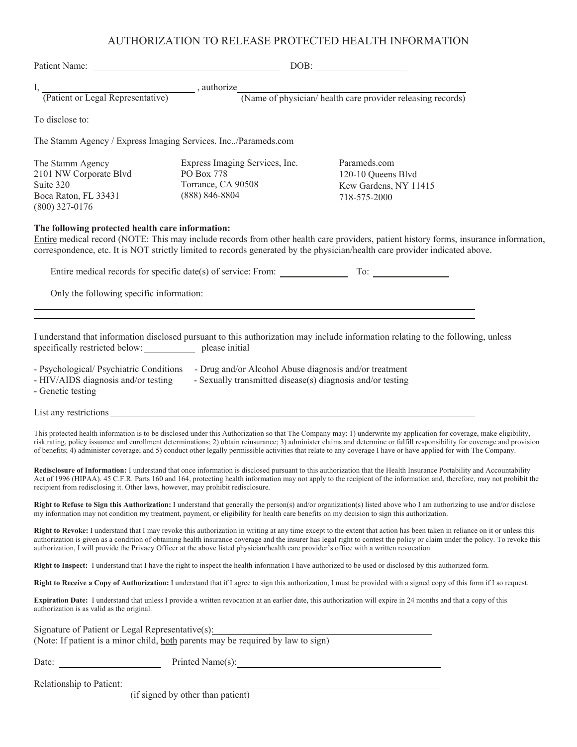# AUTHORIZATION TO RELEASE PROTECTED HEALTH INFORMATION

Patient Name: ______________________________ DOB: ______________

I, ______________________________ , authorize ______________________________
(Patient or Legal Representative) (Name of physician/ health care provider releasing records)

To disclose to:

The Stamm Agency / Express Imaging Services. Inc../Parameds.com

| | | |
|---|---|---|
| The Stamm Agency<br>2101 NW Corporate Blvd<br>Suite 320<br>Boca Raton, FL 33431<br>(800) 327-0176 | Express Imaging Services, Inc.<br>PO Box 778<br>Torrance, CA 90508<br>(888) 846-8804 | Parameds.com<br>120-10 Queens Blvd<br>Kew Gardens, NY 11415<br>718-575-2000 |

**The following protected health care information:**

Entire medical record (NOTE: This may include records from other health care providers, patient history forms, insurance information, correspondence, etc. It is NOT strictly limited to records generated by the physician/health care provider indicated above.

Entire medical records for specific date(s) of service: From: ____________ To: ____________

Only the following specific information:

______________________________________________________________

______________________________________________________________

I understand that information disclosed pursuant to this authorization may include information relating to the following, unless specifically restricted below: __________ please initial

- Psychological/ Psychiatric Conditions
- Drug and/or Alcohol Abuse diagnosis and/or treatment
- HIV/AIDS diagnosis and/or testing
- Sexually transmitted disease(s) diagnosis and/or testing
- Genetic testing

List any restrictions ______________________________________________________________

This protected health information is to be disclosed under this Authorization so that The Company may: 1) underwrite my application for coverage, make eligibility, risk rating, policy issuance and enrollment determinations; 2) obtain reinsurance; 3) administer claims and determine or fulfill responsibility for coverage and provision of benefits; 4) administer coverage; and 5) conduct other legally permissible activities that relate to any coverage I have or have applied for with The Company.

**Redisclosure of Information:** I understand that once information is disclosed pursuant to this authorization that the Health Insurance Portability and Accountability Act of 1996 (HIPAA). 45 C.F.R. Parts 160 and 164, protecting health information may not apply to the recipient of the information and, therefore, may not prohibit the recipient from redisclosing it. Other laws, however, may prohibit redisclosure.

**Right to Refuse to Sign this Authorization:** I understand that generally the person(s) and/or organization(s) listed above who I am authorizing to use and/or disclose my information may not condition my treatment, payment, or eligibility for health care benefits on my decision to sign this authorization.

**Right to Revoke:** I understand that I may revoke this authorization in writing at any time except to the extent that action has been taken in reliance on it or unless this authorization is given as a condition of obtaining health insurance coverage and the insurer has legal right to contest the policy or claim under the policy. To revoke this authorization, I will provide the Privacy Officer at the above listed physician/health care provider's office with a written revocation.

**Right to Inspect:** I understand that I have the right to inspect the health information I have authorized to be used or disclosed by this authorized form.

**Right to Receive a Copy of Authorization:** I understand that if I agree to sign this authorization, I must be provided with a signed copy of this form if I so request.

**Expiration Date:** I understand that unless I provide a written revocation at an earlier date, this authorization will expire in 24 months and that a copy of this authorization is as valid as the original.

Signature of Patient or Legal Representative(s): ______________________________
(Note: If patient is a minor child, both parents may be required by law to sign)

Date: ______________ Printed Name(s): ______________________________

Relationship to Patient: ______________________________
(if signed by other than patient)